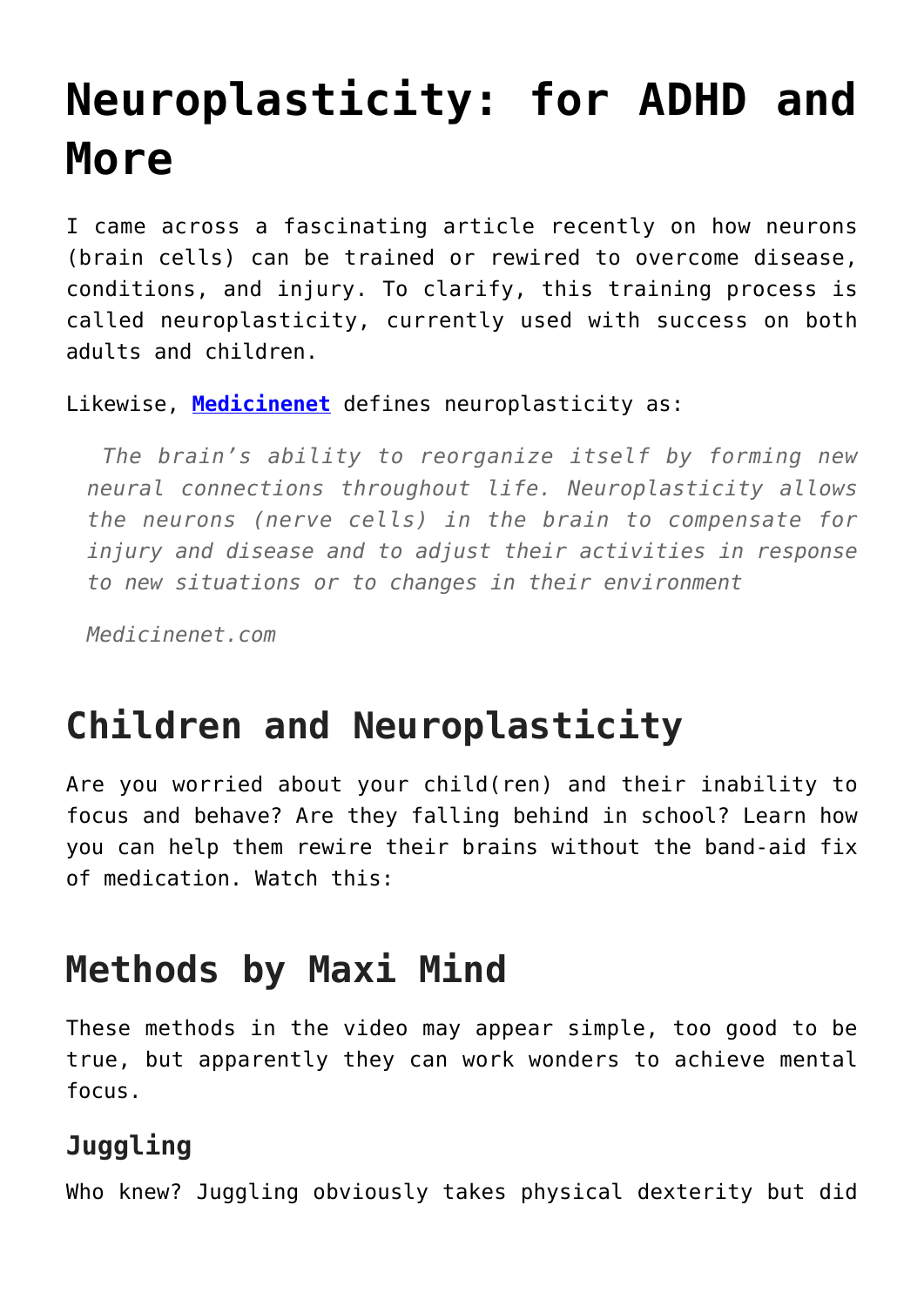# Neuroplasticity: for ADHD and More

I came across a fascinating article recently on how neurons (brain cells) can be trained or rewired to overcome disease, conditions, and injury. To clarify, this training process is called neuroplasticity, currently used with success on both adults and children.

Likewise, **[Medicinenet](Medicinenet)** defines neuroplasticity as:

> *The brain's ability to reorganize itself by forming new neural connections throughout life. Neuroplasticity allows the neurons (nerve cells) in the brain to compensate for injury and disease and to adjust their activities in response to new situations or to changes in their environment*
>
> *Medicinenet.com*

## Children and Neuroplasticity

Are you worried about your child(ren) and their inability to focus and behave? Are they falling behind in school? Learn how you can help them rewire their brains without the band-aid fix of medication. Watch this:

## Methods by Maxi Mind

These methods in the video may appear simple, too good to be true, but apparently they can work wonders to achieve mental focus.

### Juggling

Who knew? Juggling obviously takes physical dexterity but did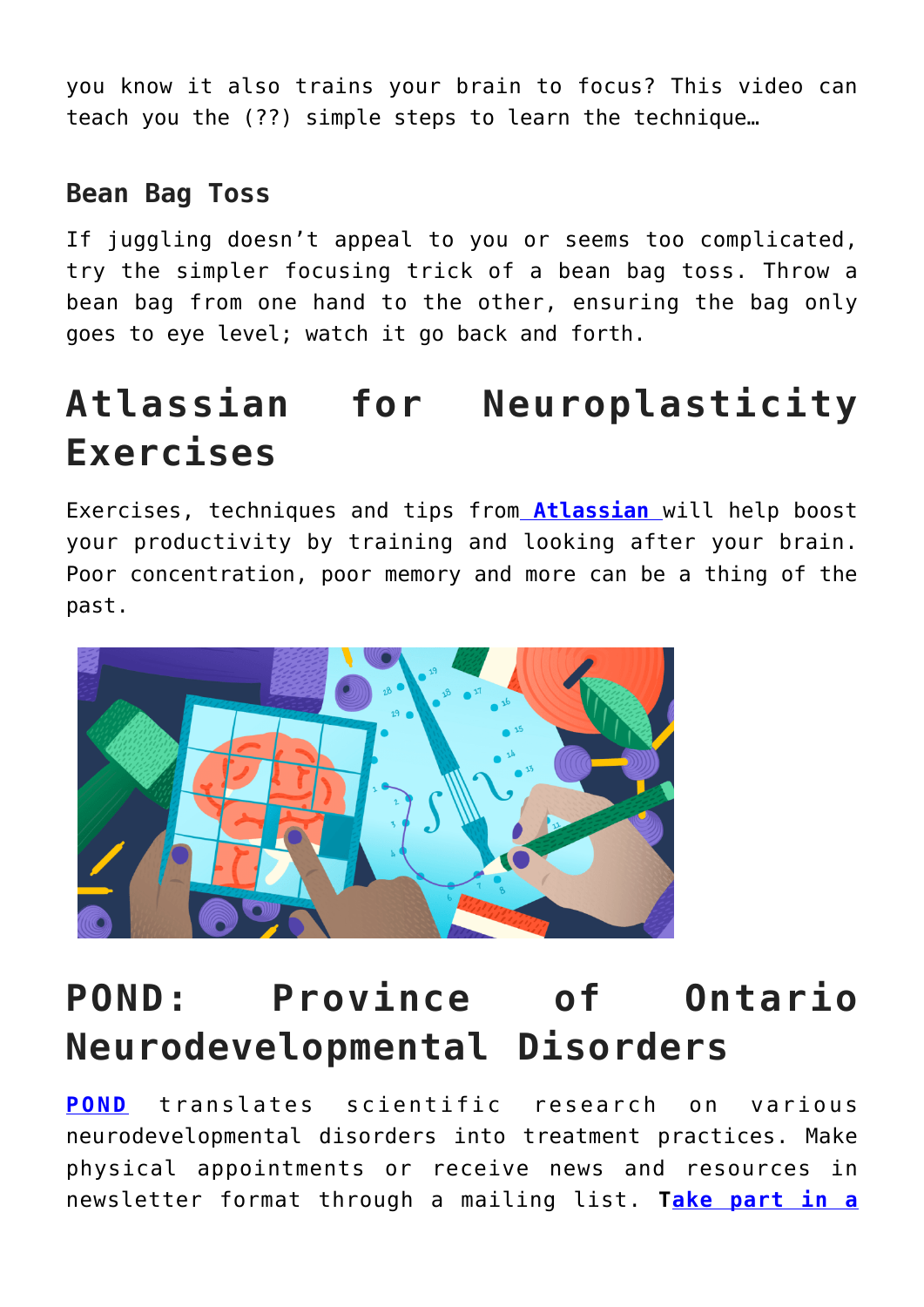you know it also trains your brain to focus? This video can teach you the (??) simple steps to learn the technique…

### Bean Bag Toss

If juggling doesn't appeal to you or seems too complicated, try the simpler focusing trick of a bean bag toss. Throw a bean bag from one hand to the other, ensuring the bag only goes to eye level; watch it go back and forth.

## Atlassian for Neuroplasticity Exercises

Exercises, techniques and tips from **Atlassian** will help boost your productivity by training and looking after your brain. Poor concentration, poor memory and more can be a thing of the past.

## POND: Province of Ontario Neurodevelopmental Disorders

**POND** translates scientific research on various neurodevelopmental disorders into treatment practices. Make physical appointments or receive news and resources in newsletter format through a mailing list. **Take part in a**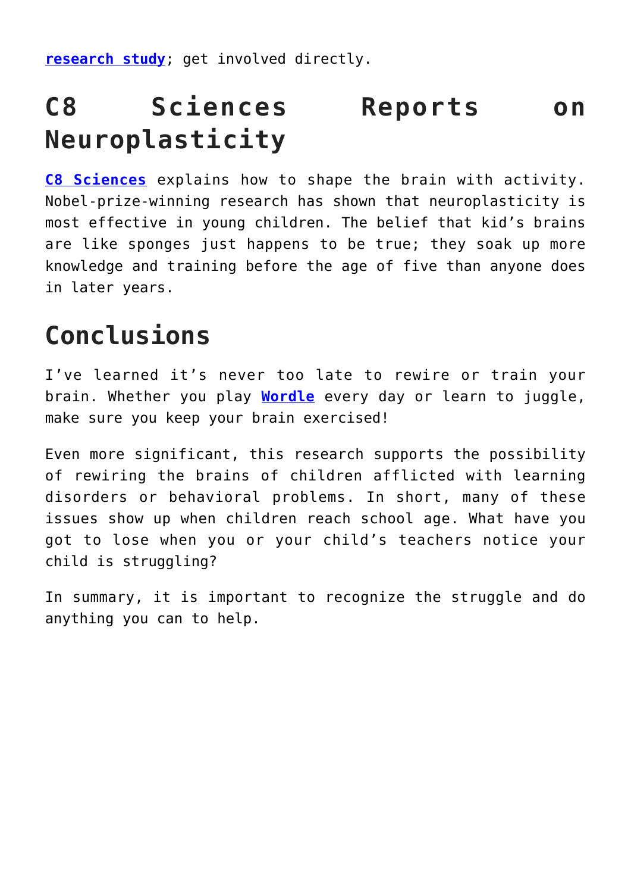**research study**; get involved directly.

## C8 Sciences Reports on Neuroplasticity

**C8 Sciences** explains how to shape the brain with activity. Nobel-prize-winning research has shown that neuroplasticity is most effective in young children. The belief that kid's brains are like sponges just happens to be true; they soak up more knowledge and training before the age of five than anyone does in later years.

## Conclusions

I've learned it's never too late to rewire or train your brain. Whether you play **Wordle** every day or learn to juggle, make sure you keep your brain exercised!

Even more significant, this research supports the possibility of rewiring the brains of children afflicted with learning disorders or behavioral problems. In short, many of these issues show up when children reach school age. What have you got to lose when you or your child's teachers notice your child is struggling?

In summary, it is important to recognize the struggle and do anything you can to help.